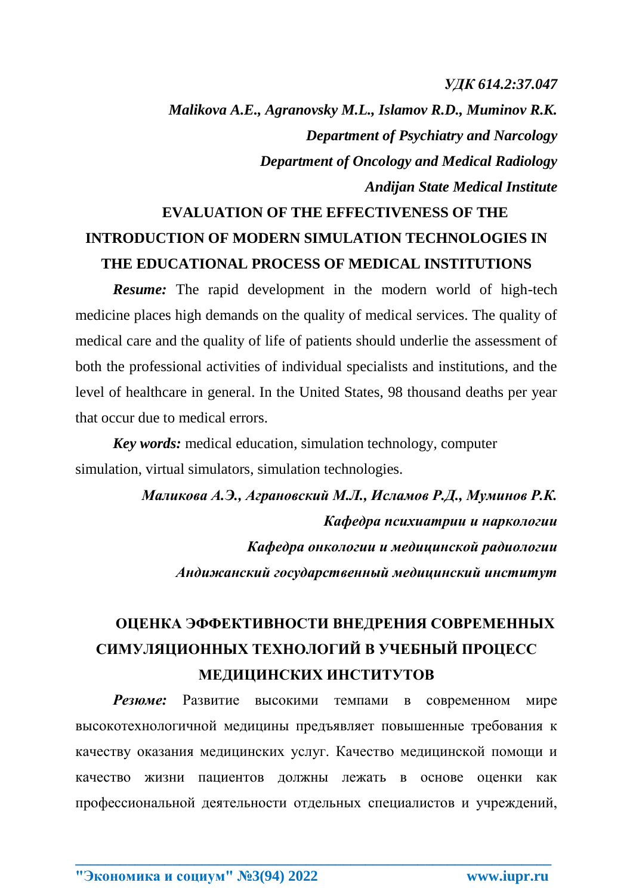*УДК 614.2:37.047*

***Malikova A.E., Agranovsky M.L., Islamov R.D., Muminov R.K.***

***Department of Psychiatry and Narcology***

***Department of Oncology and Medical Radiology***

***Andijan State Medical Institute***

## EVALUATION OF THE EFFECTIVENESS OF THE INTRODUCTION OF MODERN SIMULATION TECHNOLOGIES IN THE EDUCATIONAL PROCESS OF MEDICAL INSTITUTIONS

***Resume:*** The rapid development in the modern world of high-tech medicine places high demands on the quality of medical services. The quality of medical care and the quality of life of patients should underlie the assessment of both the professional activities of individual specialists and institutions, and the level of healthcare in general. In the United States, 98 thousand deaths per year that occur due to medical errors.

***Key words:*** medical education, simulation technology, computer simulation, virtual simulators, simulation technologies.

***Маликова А.Э., Аграновский М.Л., Исламов Р.Д., Муминов Р.К.***

***Кафедра психиатрии и наркологии***

***Кафедра онкологии и медицинской радиологии***

***Андижанский государственный медицинский институт***

## ОЦЕНКА ЭФФЕКТИВНОСТИ ВНЕДРЕНИЯ СОВРЕМЕННЫХ СИМУЛЯЦИОННЫХ ТЕХНОЛОГИЙ В УЧЕБНЫЙ ПРОЦЕСС МЕДИЦИНСКИХ ИНСТИТУТОВ

***Резюме:*** Развитие высокими темпами в современном мире высокотехнологичной медицины предъявляет повышенные требования к качеству оказания медицинских услуг. Качество медицинской помощи и качество жизни пациентов должны лежать в основе оценки как профессиональной деятельности отдельных специалистов и учреждений,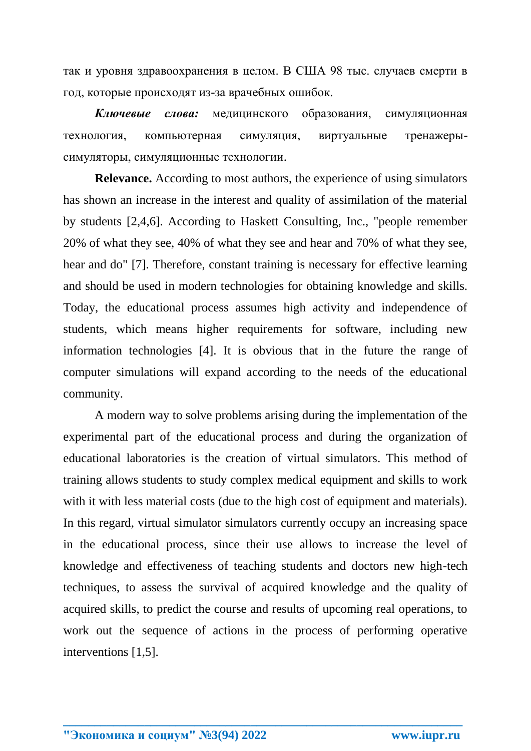так и уровня здравоохранения в целом. В США 98 тыс. случаев смерти в год, которые происходят из-за врачебных ошибок.

***Ключевые слова:*** медицинского образования, симуляционная технология, компьютерная симуляция, виртуальные тренажеры-симуляторы, симуляционные технологии.

**Relevance.** According to most authors, the experience of using simulators has shown an increase in the interest and quality of assimilation of the material by students [2,4,6]. According to Haskett Consulting, Inc., "people remember 20% of what they see, 40% of what they see and hear and 70% of what they see, hear and do" [7]. Therefore, constant training is necessary for effective learning and should be used in modern technologies for obtaining knowledge and skills. Today, the educational process assumes high activity and independence of students, which means higher requirements for software, including new information technologies [4]. It is obvious that in the future the range of computer simulations will expand according to the needs of the educational community.

A modern way to solve problems arising during the implementation of the experimental part of the educational process and during the organization of educational laboratories is the creation of virtual simulators. This method of training allows students to study complex medical equipment and skills to work with it with less material costs (due to the high cost of equipment and materials). In this regard, virtual simulator simulators currently occupy an increasing space in the educational process, since their use allows to increase the level of knowledge and effectiveness of teaching students and doctors new high-tech techniques, to assess the survival of acquired knowledge and the quality of acquired skills, to predict the course and results of upcoming real operations, to work out the sequence of actions in the process of performing operative interventions [1,5].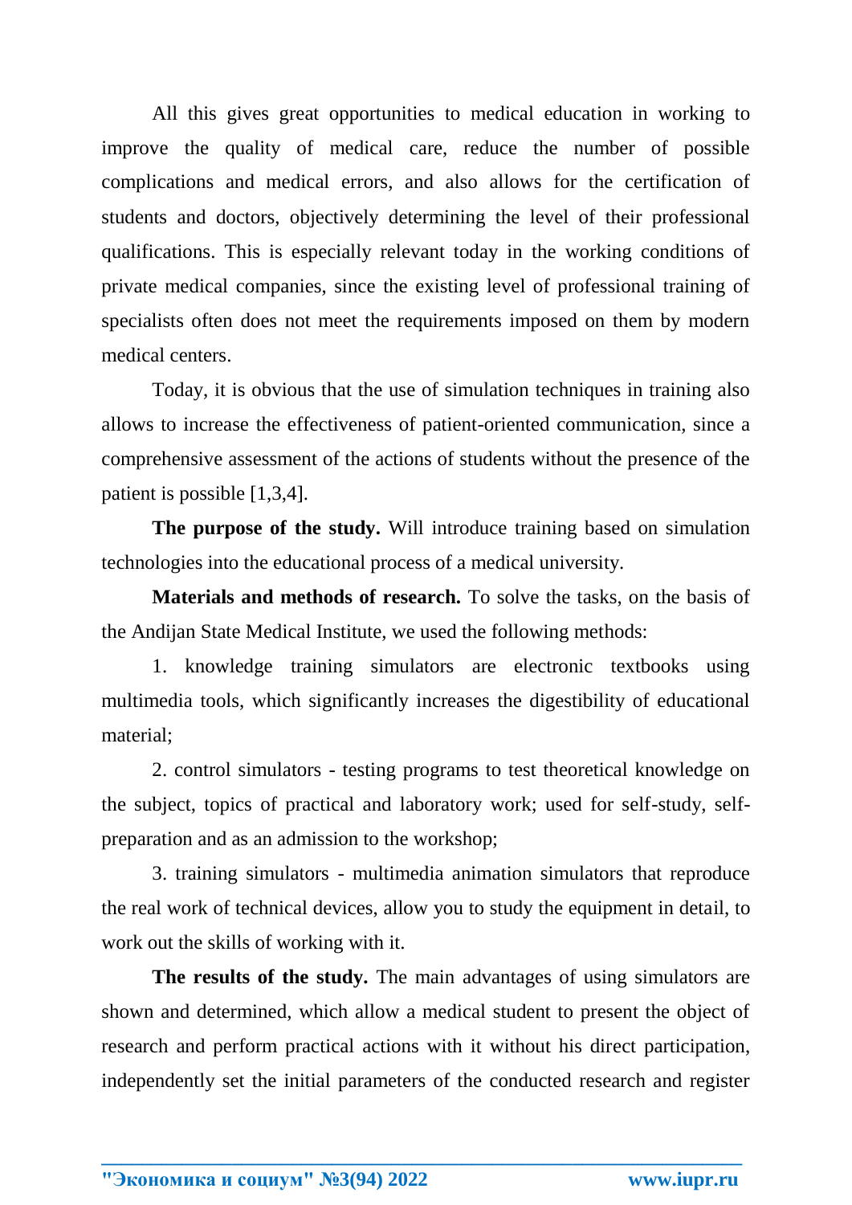All this gives great opportunities to medical education in working to improve the quality of medical care, reduce the number of possible complications and medical errors, and also allows for the certification of students and doctors, objectively determining the level of their professional qualifications. This is especially relevant today in the working conditions of private medical companies, since the existing level of professional training of specialists often does not meet the requirements imposed on them by modern medical centers.

Today, it is obvious that the use of simulation techniques in training also allows to increase the effectiveness of patient-oriented communication, since a comprehensive assessment of the actions of students without the presence of the patient is possible [1,3,4].

**The purpose of the study.** Will introduce training based on simulation technologies into the educational process of a medical university.

**Materials and methods of research.** To solve the tasks, on the basis of the Andijan State Medical Institute, we used the following methods:

1. knowledge training simulators are electronic textbooks using multimedia tools, which significantly increases the digestibility of educational material;

2. control simulators - testing programs to test theoretical knowledge on the subject, topics of practical and laboratory work; used for self-study, self-preparation and as an admission to the workshop;

3. training simulators - multimedia animation simulators that reproduce the real work of technical devices, allow you to study the equipment in detail, to work out the skills of working with it.

**The results of the study.** The main advantages of using simulators are shown and determined, which allow a medical student to present the object of research and perform practical actions with it without his direct participation, independently set the initial parameters of the conducted research and register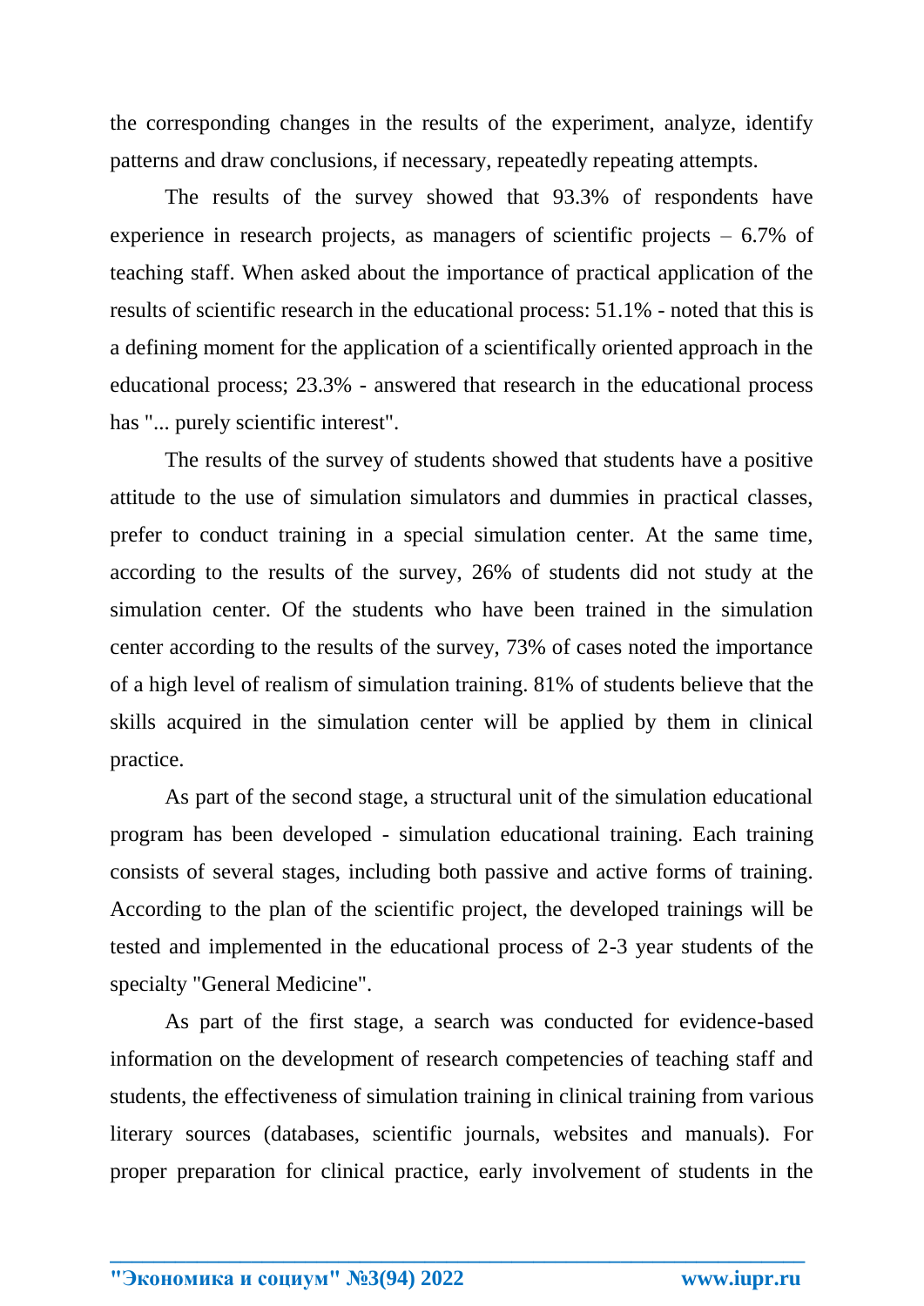the corresponding changes in the results of the experiment, analyze, identify patterns and draw conclusions, if necessary, repeatedly repeating attempts.

The results of the survey showed that 93.3% of respondents have experience in research projects, as managers of scientific projects – 6.7% of teaching staff. When asked about the importance of practical application of the results of scientific research in the educational process: 51.1% - noted that this is a defining moment for the application of a scientifically oriented approach in the educational process; 23.3% - answered that research in the educational process has "... purely scientific interest".

The results of the survey of students showed that students have a positive attitude to the use of simulation simulators and dummies in practical classes, prefer to conduct training in a special simulation center. At the same time, according to the results of the survey, 26% of students did not study at the simulation center. Of the students who have been trained in the simulation center according to the results of the survey, 73% of cases noted the importance of a high level of realism of simulation training. 81% of students believe that the skills acquired in the simulation center will be applied by them in clinical practice.

As part of the second stage, a structural unit of the simulation educational program has been developed - simulation educational training. Each training consists of several stages, including both passive and active forms of training. According to the plan of the scientific project, the developed trainings will be tested and implemented in the educational process of 2-3 year students of the specialty "General Medicine".

As part of the first stage, a search was conducted for evidence-based information on the development of research competencies of teaching staff and students, the effectiveness of simulation training in clinical training from various literary sources (databases, scientific journals, websites and manuals). For proper preparation for clinical practice, early involvement of students in the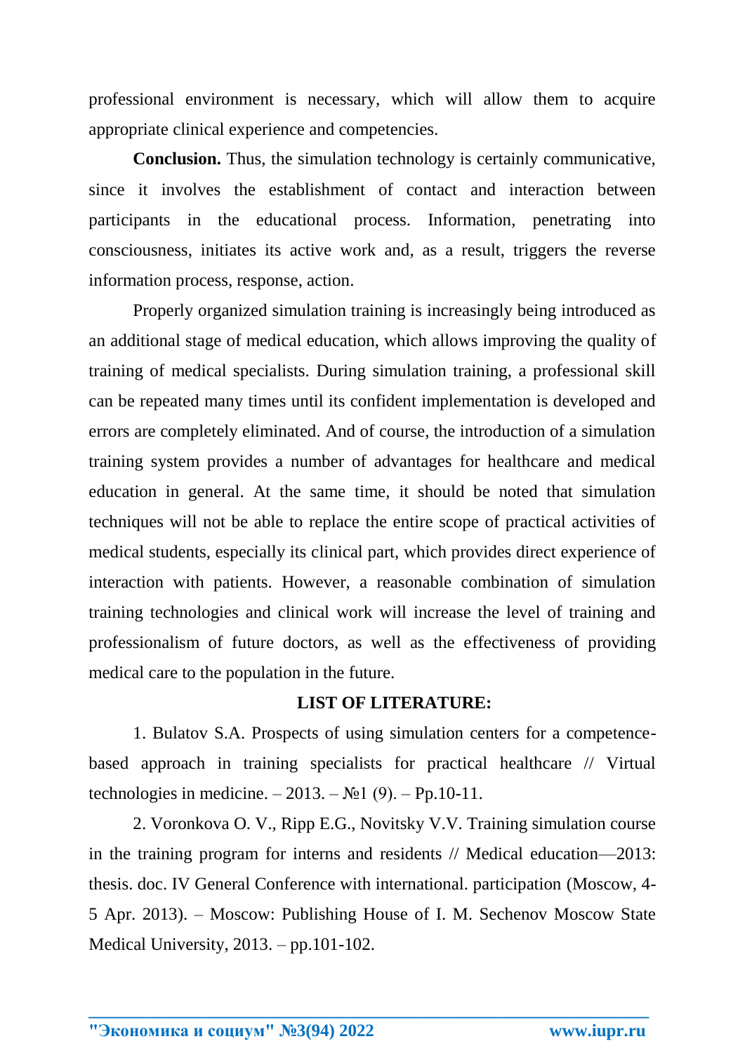professional environment is necessary, which will allow them to acquire appropriate clinical experience and competencies.

**Conclusion.** Thus, the simulation technology is certainly communicative, since it involves the establishment of contact and interaction between participants in the educational process. Information, penetrating into consciousness, initiates its active work and, as a result, triggers the reverse information process, response, action.

Properly organized simulation training is increasingly being introduced as an additional stage of medical education, which allows improving the quality of training of medical specialists. During simulation training, a professional skill can be repeated many times until its confident implementation is developed and errors are completely eliminated. And of course, the introduction of a simulation training system provides a number of advantages for healthcare and medical education in general. At the same time, it should be noted that simulation techniques will not be able to replace the entire scope of practical activities of medical students, especially its clinical part, which provides direct experience of interaction with patients. However, a reasonable combination of simulation training technologies and clinical work will increase the level of training and professionalism of future doctors, as well as the effectiveness of providing medical care to the population in the future.

**LIST OF LITERATURE:**

1. Bulatov S.A. Prospects of using simulation centers for a competence-based approach in training specialists for practical healthcare // Virtual technologies in medicine. – 2013. – №1 (9). – Pp.10-11.

2. Voronkova O. V., Ripp E.G., Novitsky V.V. Training simulation course in the training program for interns and residents // Medical education—2013: thesis. doc. IV General Conference with international. participation (Moscow, 4-5 Apr. 2013). – Moscow: Publishing House of I. M. Sechenov Moscow State Medical University, 2013. – pp.101-102.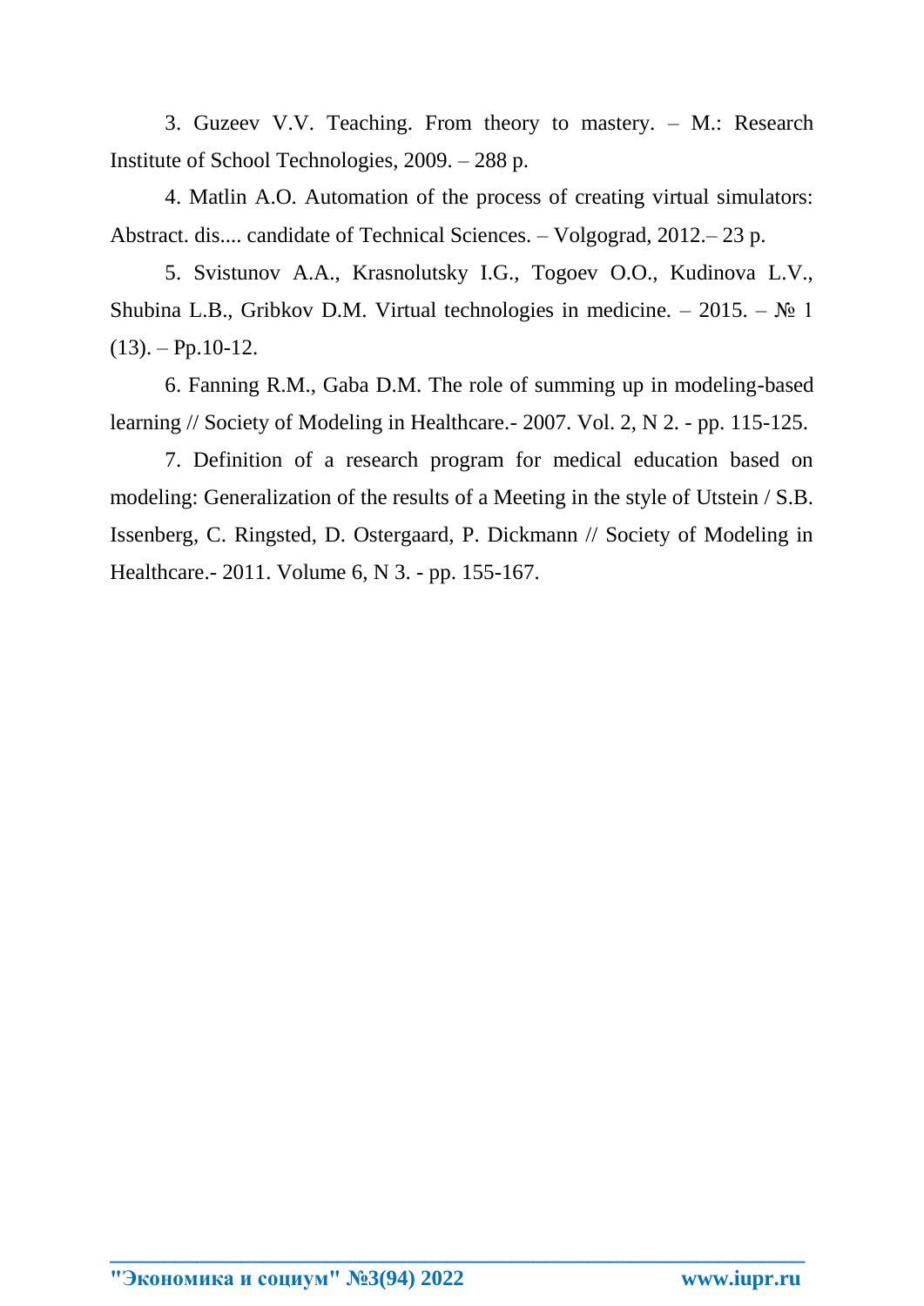3. Guzeev V.V. Teaching. From theory to mastery. – M.: Research Institute of School Technologies, 2009. – 288 p.

4. Matlin A.O. Automation of the process of creating virtual simulators: Abstract. dis.... candidate of Technical Sciences. – Volgograd, 2012.– 23 p.

5. Svistunov A.A., Krasnolutsky I.G., Togoev O.O., Kudinova L.V., Shubina L.B., Gribkov D.M. Virtual technologies in medicine. – 2015. – № 1 (13). – Pp.10-12.

6. Fanning R.M., Gaba D.M. The role of summing up in modeling-based learning // Society of Modeling in Healthcare.- 2007. Vol. 2, N 2. - pp. 115-125.

7. Definition of a research program for medical education based on modeling: Generalization of the results of a Meeting in the style of Utstein / S.B. Issenberg, C. Ringsted, D. Ostergaard, P. Dickmann // Society of Modeling in Healthcare.- 2011. Volume 6, N 3. - pp. 155-167.